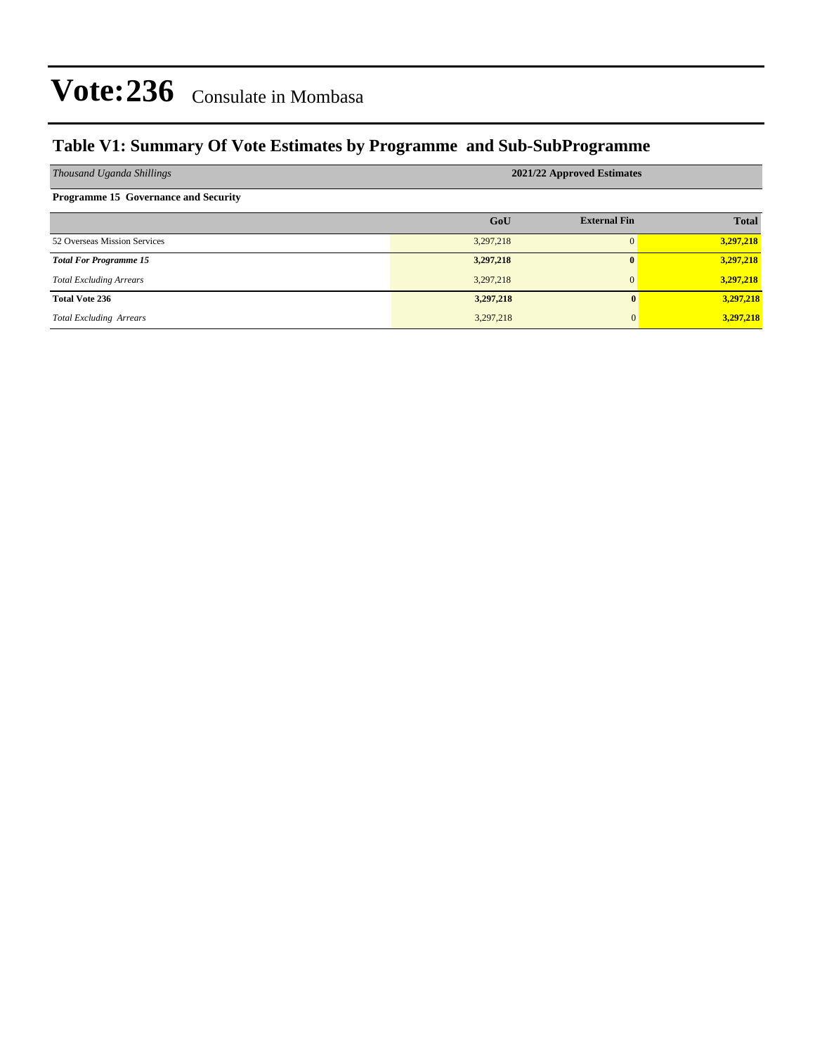# Vote:236 Consulate in Mombasa

## Table V1: Summary Of Vote Estimates by Programme and Sub-SubProgramme

| *Thousand Uganda Shillings* | 2021/22 Approved Estimates | | |
|---|---|---|---|
| **Programme 15 Governance and Security** | | | |
| | **GoU** | **External Fin** | **Total** |
| 52 Overseas Mission Services | 3,297,218 | 0 | **3,297,218** |
| ***Total For Programme 15*** | **3,297,218** | **0** | **3,297,218** |
| *Total Excluding Arrears* | 3,297,218 | 0 | **3,297,218** |
| **Total Vote 236** | **3,297,218** | **0** | **3,297,218** |
| *Total Excluding Arrears* | 3,297,218 | 0 | **3,297,218** |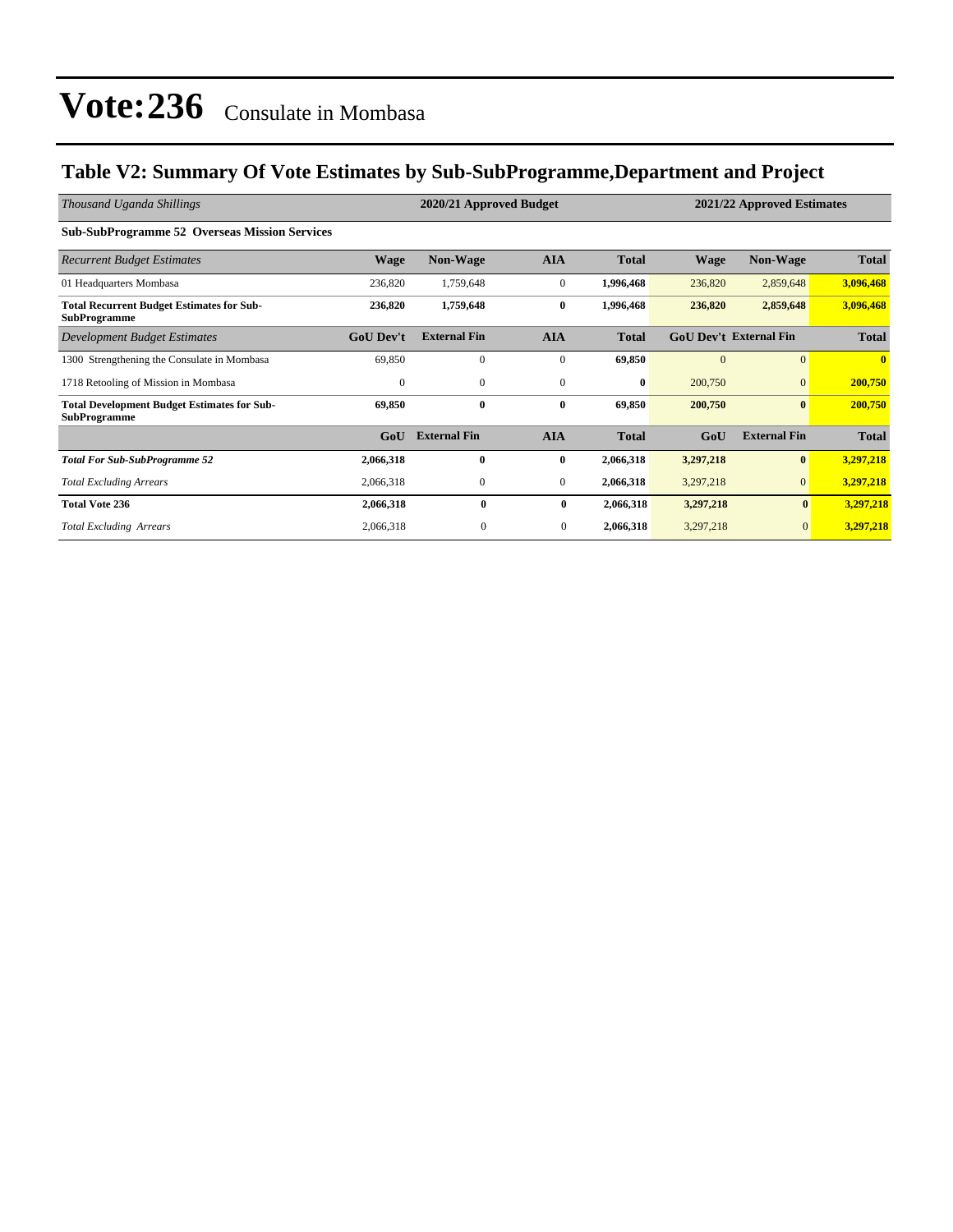# Vote:236 Consulate in Mombasa

## Table V2: Summary Of Vote Estimates by Sub-SubProgramme,Department and Project

| *Thousand Uganda Shillings* | 2020/21 Approved Budget | | | | 2021/22 Approved Estimates | | |
|---|---|---|---|---|---|---|---|
| **Sub-SubProgramme 52 Overseas Mission Services** | | | | | | | |
| *Recurrent Budget Estimates* | **Wage** | **Non-Wage** | **AIA** | **Total** | **Wage** | **Non-Wage** | **Total** |
| 01 Headquarters Mombasa | 236,820 | 1,759,648 | 0 | **1,996,468** | 236,820 | 2,859,648 | **3,096,468** |
| **Total Recurrent Budget Estimates for Sub-SubProgramme** | **236,820** | **1,759,648** | **0** | **1,996,468** | **236,820** | **2,859,648** | **3,096,468** |
| *Development Budget Estimates* | **GoU Dev't** | **External Fin** | **AIA** | **Total** | **GoU Dev't** | **External Fin** | **Total** |
| 1300 Strengthening the Consulate in Mombasa | 69,850 | 0 | 0 | **69,850** | 0 | 0 | **0** |
| 1718 Retooling of Mission in Mombasa | 0 | 0 | 0 | **0** | 200,750 | 0 | **200,750** |
| **Total Development Budget Estimates for Sub-SubProgramme** | **69,850** | **0** | **0** | **69,850** | **200,750** | **0** | **200,750** |
| | **GoU** | **External Fin** | **AIA** | **Total** | **GoU** | **External Fin** | **Total** |
| ***Total For Sub-SubProgramme 52*** | **2,066,318** | **0** | **0** | **2,066,318** | **3,297,218** | **0** | **3,297,218** |
| *Total Excluding Arrears* | 2,066,318 | 0 | 0 | **2,066,318** | 3,297,218 | 0 | **3,297,218** |
| **Total Vote 236** | **2,066,318** | **0** | **0** | **2,066,318** | **3,297,218** | **0** | **3,297,218** |
| *Total Excluding Arrears* | 2,066,318 | 0 | 0 | **2,066,318** | 3,297,218 | 0 | **3,297,218** |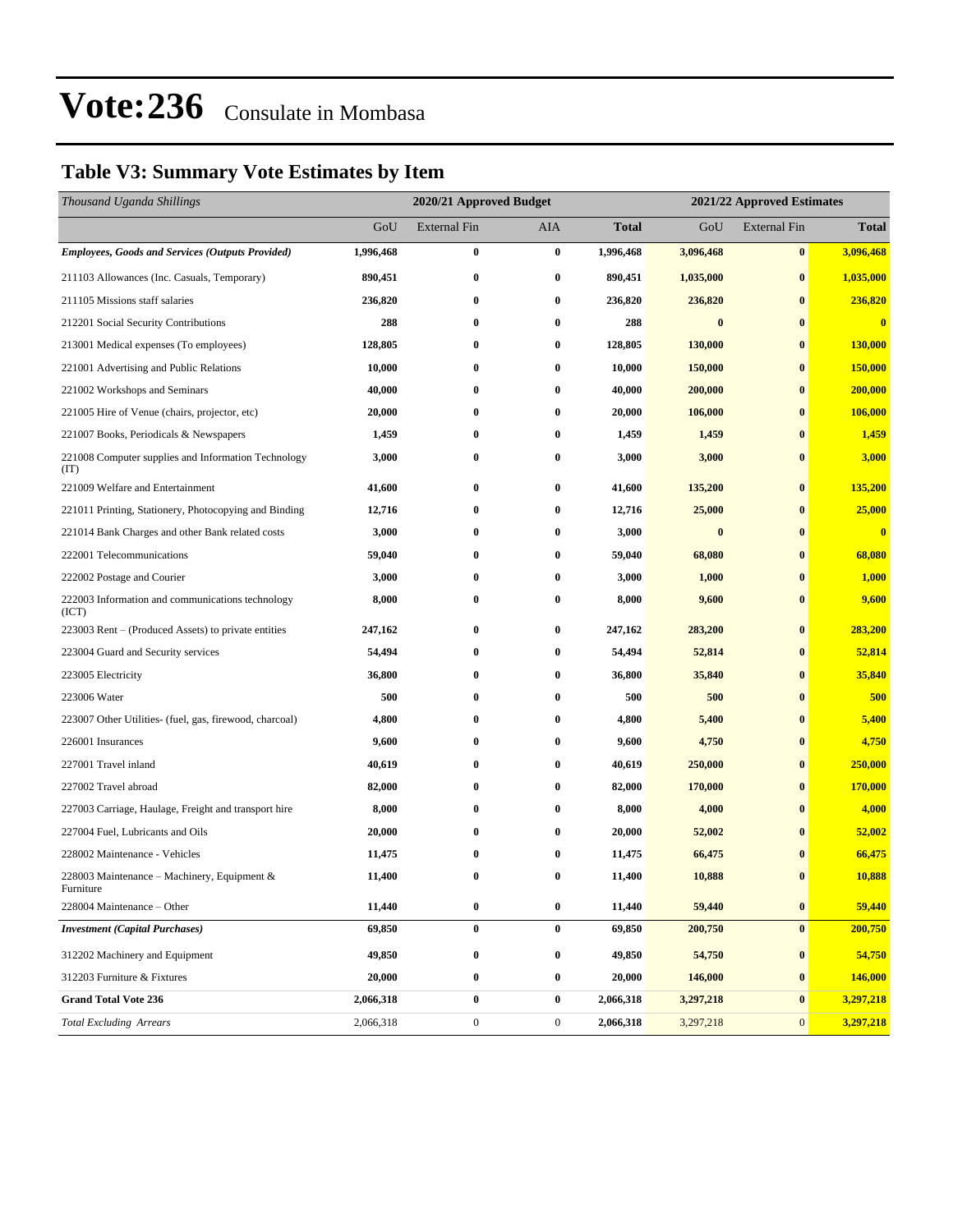# Vote:236 Consulate in Mombasa

## Table V3: Summary Vote Estimates by Item

| *Thousand Uganda Shillings* | 2020/21 Approved Budget | | | | 2021/22 Approved Estimates | | |
|---|---|---|---|---|---|---|---|
| | GoU | External Fin | AIA | **Total** | GoU | External Fin | **Total** |
| ***Employees, Goods and Services (Outputs Provided)*** | **1,996,468** | **0** | **0** | **1,996,468** | **3,096,468** | **0** | **3,096,468** |
| 211103 Allowances (Inc. Casuals, Temporary) | **890,451** | **0** | **0** | **890,451** | **1,035,000** | **0** | **1,035,000** |
| 211105 Missions staff salaries | **236,820** | **0** | **0** | **236,820** | **236,820** | **0** | **236,820** |
| 212201 Social Security Contributions | **288** | **0** | **0** | **288** | **0** | **0** | **0** |
| 213001 Medical expenses (To employees) | **128,805** | **0** | **0** | **128,805** | **130,000** | **0** | **130,000** |
| 221001 Advertising and Public Relations | **10,000** | **0** | **0** | **10,000** | **150,000** | **0** | **150,000** |
| 221002 Workshops and Seminars | **40,000** | **0** | **0** | **40,000** | **200,000** | **0** | **200,000** |
| 221005 Hire of Venue (chairs, projector, etc) | **20,000** | **0** | **0** | **20,000** | **106,000** | **0** | **106,000** |
| 221007 Books, Periodicals & Newspapers | **1,459** | **0** | **0** | **1,459** | **1,459** | **0** | **1,459** |
| 221008 Computer supplies and Information Technology (IT) | **3,000** | **0** | **0** | **3,000** | **3,000** | **0** | **3,000** |
| 221009 Welfare and Entertainment | **41,600** | **0** | **0** | **41,600** | **135,200** | **0** | **135,200** |
| 221011 Printing, Stationery, Photocopying and Binding | **12,716** | **0** | **0** | **12,716** | **25,000** | **0** | **25,000** |
| 221014 Bank Charges and other Bank related costs | **3,000** | **0** | **0** | **3,000** | **0** | **0** | **0** |
| 222001 Telecommunications | **59,040** | **0** | **0** | **59,040** | **68,080** | **0** | **68,080** |
| 222002 Postage and Courier | **3,000** | **0** | **0** | **3,000** | **1,000** | **0** | **1,000** |
| 222003 Information and communications technology (ICT) | **8,000** | **0** | **0** | **8,000** | **9,600** | **0** | **9,600** |
| 223003 Rent – (Produced Assets) to private entities | **247,162** | **0** | **0** | **247,162** | **283,200** | **0** | **283,200** |
| 223004 Guard and Security services | **54,494** | **0** | **0** | **54,494** | **52,814** | **0** | **52,814** |
| 223005 Electricity | **36,800** | **0** | **0** | **36,800** | **35,840** | **0** | **35,840** |
| 223006 Water | **500** | **0** | **0** | **500** | **500** | **0** | **500** |
| 223007 Other Utilities- (fuel, gas, firewood, charcoal) | **4,800** | **0** | **0** | **4,800** | **5,400** | **0** | **5,400** |
| 226001 Insurances | **9,600** | **0** | **0** | **9,600** | **4,750** | **0** | **4,750** |
| 227001 Travel inland | **40,619** | **0** | **0** | **40,619** | **250,000** | **0** | **250,000** |
| 227002 Travel abroad | **82,000** | **0** | **0** | **82,000** | **170,000** | **0** | **170,000** |
| 227003 Carriage, Haulage, Freight and transport hire | **8,000** | **0** | **0** | **8,000** | **4,000** | **0** | **4,000** |
| 227004 Fuel, Lubricants and Oils | **20,000** | **0** | **0** | **20,000** | **52,002** | **0** | **52,002** |
| 228002 Maintenance - Vehicles | **11,475** | **0** | **0** | **11,475** | **66,475** | **0** | **66,475** |
| 228003 Maintenance – Machinery, Equipment & Furniture | **11,400** | **0** | **0** | **11,400** | **10,888** | **0** | **10,888** |
| 228004 Maintenance – Other | **11,440** | **0** | **0** | **11,440** | **59,440** | **0** | **59,440** |
| ***Investment (Capital Purchases)*** | **69,850** | **0** | **0** | **69,850** | **200,750** | **0** | **200,750** |
| 312202 Machinery and Equipment | **49,850** | **0** | **0** | **49,850** | **54,750** | **0** | **54,750** |
| 312203 Furniture & Fixtures | **20,000** | **0** | **0** | **20,000** | **146,000** | **0** | **146,000** |
| **Grand Total Vote 236** | **2,066,318** | **0** | **0** | **2,066,318** | **3,297,218** | **0** | **3,297,218** |
| *Total Excluding Arrears* | 2,066,318 | 0 | 0 | **2,066,318** | 3,297,218 | 0 | **3,297,218** |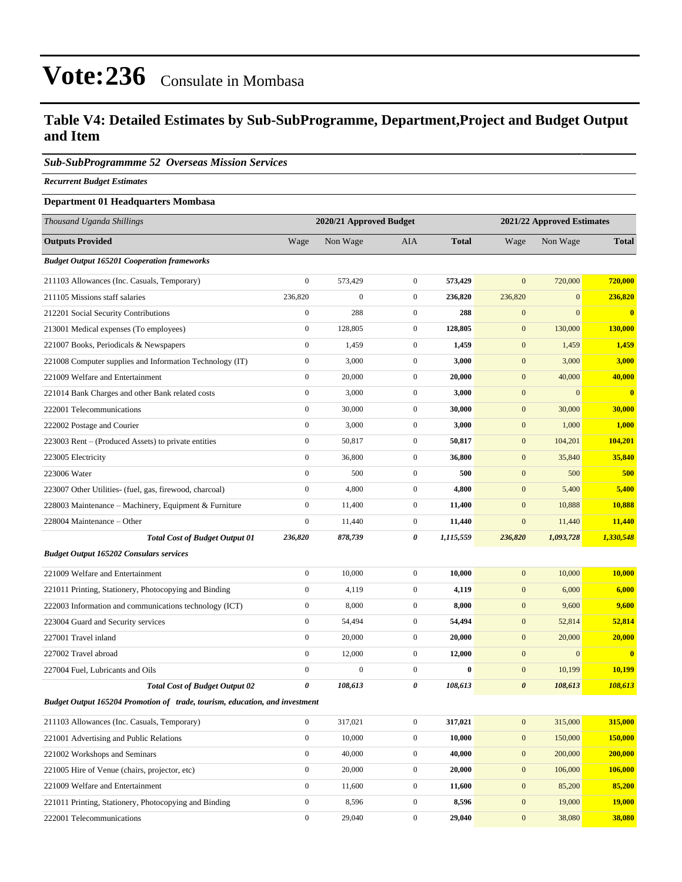# Vote:236 Consulate in Mombasa

## Table V4: Detailed Estimates by Sub-SubProgramme, Department,Project and Budget Output and Item

### *Sub-SubProgrammme 52 Overseas Mission Services*

***Recurrent Budget Estimates***

**Department 01 Headquarters Mombasa**

| *Thousand Uganda Shillings* | 2020/21 Approved Budget | | | | 2021/22 Approved Estimates | | |
|---|---|---|---|---|---|---|---|
| **Outputs Provided** | Wage | Non Wage | AIA | **Total** | Wage | Non Wage | **Total** |
| ***Budget Output 165201 Cooperation frameworks*** | | | | | | | |
| 211103 Allowances (Inc. Casuals, Temporary) | 0 | 573,429 | 0 | **573,429** | 0 | 720,000 | **720,000** |
| 211105 Missions staff salaries | 236,820 | 0 | 0 | **236,820** | 236,820 | 0 | **236,820** |
| 212201 Social Security Contributions | 0 | 288 | 0 | **288** | 0 | 0 | **0** |
| 213001 Medical expenses (To employees) | 0 | 128,805 | 0 | **128,805** | 0 | 130,000 | **130,000** |
| 221007 Books, Periodicals & Newspapers | 0 | 1,459 | 0 | **1,459** | 0 | 1,459 | **1,459** |
| 221008 Computer supplies and Information Technology (IT) | 0 | 3,000 | 0 | **3,000** | 0 | 3,000 | **3,000** |
| 221009 Welfare and Entertainment | 0 | 20,000 | 0 | **20,000** | 0 | 40,000 | **40,000** |
| 221014 Bank Charges and other Bank related costs | 0 | 3,000 | 0 | **3,000** | 0 | 0 | **0** |
| 222001 Telecommunications | 0 | 30,000 | 0 | **30,000** | 0 | 30,000 | **30,000** |
| 222002 Postage and Courier | 0 | 3,000 | 0 | **3,000** | 0 | 1,000 | **1,000** |
| 223003 Rent – (Produced Assets) to private entities | 0 | 50,817 | 0 | **50,817** | 0 | 104,201 | **104,201** |
| 223005 Electricity | 0 | 36,800 | 0 | **36,800** | 0 | 35,840 | **35,840** |
| 223006 Water | 0 | 500 | 0 | **500** | 0 | 500 | **500** |
| 223007 Other Utilities- (fuel, gas, firewood, charcoal) | 0 | 4,800 | 0 | **4,800** | 0 | 5,400 | **5,400** |
| 228003 Maintenance – Machinery, Equipment & Furniture | 0 | 11,400 | 0 | **11,400** | 0 | 10,888 | **10,888** |
| 228004 Maintenance – Other | 0 | 11,440 | 0 | **11,440** | 0 | 11,440 | **11,440** |
| ***Total Cost of Budget Output 01*** | ***236,820*** | ***878,739*** | ***0*** | ***1,115,559*** | ***236,820*** | ***1,093,728*** | ***1,330,548*** |
| ***Budget Output 165202 Consulars services*** | | | | | | | |
| 221009 Welfare and Entertainment | 0 | 10,000 | 0 | **10,000** | 0 | 10,000 | **10,000** |
| 221011 Printing, Stationery, Photocopying and Binding | 0 | 4,119 | 0 | **4,119** | 0 | 6,000 | **6,000** |
| 222003 Information and communications technology (ICT) | 0 | 8,000 | 0 | **8,000** | 0 | 9,600 | **9,600** |
| 223004 Guard and Security services | 0 | 54,494 | 0 | **54,494** | 0 | 52,814 | **52,814** |
| 227001 Travel inland | 0 | 20,000 | 0 | **20,000** | 0 | 20,000 | **20,000** |
| 227002 Travel abroad | 0 | 12,000 | 0 | **12,000** | 0 | 0 | **0** |
| 227004 Fuel, Lubricants and Oils | 0 | 0 | 0 | **0** | 0 | 10,199 | **10,199** |
| ***Total Cost of Budget Output 02*** | ***0*** | ***108,613*** | ***0*** | ***108,613*** | ***0*** | ***108,613*** | ***108,613*** |
| ***Budget Output 165204 Promotion of trade, tourism, education, and investment*** | | | | | | | |
| 211103 Allowances (Inc. Casuals, Temporary) | 0 | 317,021 | 0 | **317,021** | 0 | 315,000 | **315,000** |
| 221001 Advertising and Public Relations | 0 | 10,000 | 0 | **10,000** | 0 | 150,000 | **150,000** |
| 221002 Workshops and Seminars | 0 | 40,000 | 0 | **40,000** | 0 | 200,000 | **200,000** |
| 221005 Hire of Venue (chairs, projector, etc) | 0 | 20,000 | 0 | **20,000** | 0 | 106,000 | **106,000** |
| 221009 Welfare and Entertainment | 0 | 11,600 | 0 | **11,600** | 0 | 85,200 | **85,200** |
| 221011 Printing, Stationery, Photocopying and Binding | 0 | 8,596 | 0 | **8,596** | 0 | 19,000 | **19,000** |
| 222001 Telecommunications | 0 | 29,040 | 0 | **29,040** | 0 | 38,080 | **38,080** |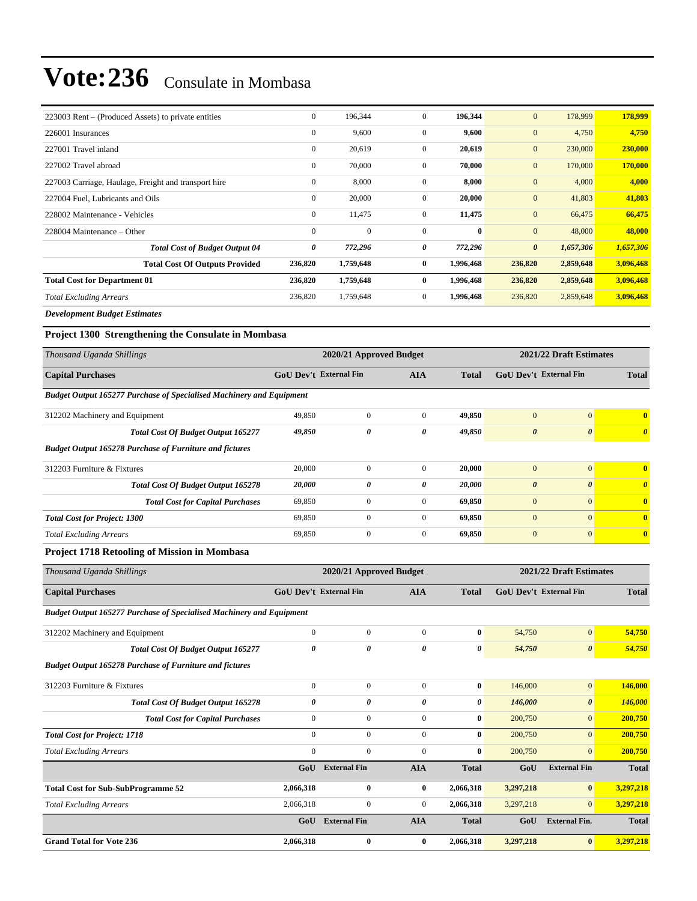# Vote:236 Consulate in Mombasa

| | | | | | | | |
|---|---|---|---|---|---|---|---|
| 223003 Rent – (Produced Assets) to private entities | 0 | 196,344 | 0 | **196,344** | 0 | 178,999 | **178,999** |
| 226001 Insurances | 0 | 9,600 | 0 | **9,600** | 0 | 4,750 | **4,750** |
| 227001 Travel inland | 0 | 20,619 | 0 | **20,619** | 0 | 230,000 | **230,000** |
| 227002 Travel abroad | 0 | 70,000 | 0 | **70,000** | 0 | 170,000 | **170,000** |
| 227003 Carriage, Haulage, Freight and transport hire | 0 | 8,000 | 0 | **8,000** | 0 | 4,000 | **4,000** |
| 227004 Fuel, Lubricants and Oils | 0 | 20,000 | 0 | **20,000** | 0 | 41,803 | **41,803** |
| 228002 Maintenance - Vehicles | 0 | 11,475 | 0 | **11,475** | 0 | 66,475 | **66,475** |
| 228004 Maintenance – Other | 0 | 0 | 0 | **0** | 0 | 48,000 | **48,000** |
| ***Total Cost of Budget Output 04*** | ***0*** | ***772,296*** | ***0*** | ***772,296*** | ***0*** | ***1,657,306*** | ***1,657,306*** |
| **Total Cost Of Outputs Provided** | **236,820** | **1,759,648** | **0** | **1,996,468** | **236,820** | **2,859,648** | **3,096,468** |
| **Total Cost for Department 01** | **236,820** | **1,759,648** | **0** | **1,996,468** | **236,820** | **2,859,648** | **3,096,468** |
| *Total Excluding Arrears* | 236,820 | 1,759,648 | 0 | **1,996,468** | 236,820 | 2,859,648 | **3,096,468** |

***Development Budget Estimates***

### Project 1300 Strengthening the Consulate in Mombasa

| *Thousand Uganda Shillings* | 2020/21 Approved Budget | | | | 2021/22 Draft Estimates | | |
|---|---|---|---|---|---|---|---|
| **Capital Purchases** | **GoU Dev't** | **External Fin** | **AIA** | **Total** | **GoU Dev't** | **External Fin** | **Total** |
| ***Budget Output 165277 Purchase of Specialised Machinery and Equipment*** | | | | | | | |
| 312202 Machinery and Equipment | 49,850 | 0 | 0 | **49,850** | 0 | 0 | **0** |
| ***Total Cost Of Budget Output 165277*** | ***49,850*** | ***0*** | ***0*** | ***49,850*** | ***0*** | ***0*** | ***0*** |
| ***Budget Output 165278 Purchase of Furniture and fictures*** | | | | | | | |
| 312203 Furniture & Fixtures | 20,000 | 0 | 0 | **20,000** | 0 | 0 | **0** |
| ***Total Cost Of Budget Output 165278*** | ***20,000*** | ***0*** | ***0*** | ***20,000*** | ***0*** | ***0*** | ***0*** |
| ***Total Cost for Capital Purchases*** | 69,850 | 0 | 0 | **69,850** | 0 | 0 | **0** |
| ***Total Cost for Project: 1300*** | 69,850 | 0 | 0 | **69,850** | 0 | 0 | **0** |
| *Total Excluding Arrears* | 69,850 | 0 | 0 | **69,850** | 0 | 0 | **0** |

### Project 1718 Retooling of Mission in Mombasa

| *Thousand Uganda Shillings* | 2020/21 Approved Budget | | | | 2021/22 Draft Estimates | | |
|---|---|---|---|---|---|---|---|
| **Capital Purchases** | **GoU Dev't** | **External Fin** | **AIA** | **Total** | **GoU Dev't** | **External Fin** | **Total** |
| ***Budget Output 165277 Purchase of Specialised Machinery and Equipment*** | | | | | | | |
| 312202 Machinery and Equipment | 0 | 0 | 0 | **0** | 54,750 | 0 | **54,750** |
| ***Total Cost Of Budget Output 165277*** | ***0*** | ***0*** | ***0*** | ***0*** | ***54,750*** | ***0*** | ***54,750*** |
| ***Budget Output 165278 Purchase of Furniture and fictures*** | | | | | | | |
| 312203 Furniture & Fixtures | 0 | 0 | 0 | **0** | 146,000 | 0 | **146,000** |
| ***Total Cost Of Budget Output 165278*** | ***0*** | ***0*** | ***0*** | ***0*** | ***146,000*** | ***0*** | ***146,000*** |
| ***Total Cost for Capital Purchases*** | 0 | 0 | 0 | **0** | 200,750 | 0 | **200,750** |
| ***Total Cost for Project: 1718*** | 0 | 0 | 0 | **0** | 200,750 | 0 | **200,750** |
| *Total Excluding Arrears* | 0 | 0 | 0 | **0** | 200,750 | 0 | **200,750** |

| | **GoU** | **External Fin** | **AIA** | **Total** | **GoU** | **External Fin** | **Total** |
|---|---|---|---|---|---|---|---|
| **Total Cost for Sub-SubProgramme 52** | **2,066,318** | **0** | **0** | **2,066,318** | **3,297,218** | **0** | **3,297,218** |
| *Total Excluding Arrears* | 2,066,318 | 0 | 0 | **2,066,318** | 3,297,218 | 0 | **3,297,218** |

| | **GoU** | **External Fin** | **AIA** | **Total** | **GoU** | **External Fin.** | **Total** |
|---|---|---|---|---|---|---|---|
| **Grand Total for Vote 236** | **2,066,318** | **0** | **0** | **2,066,318** | **3,297,218** | **0** | **3,297,218** |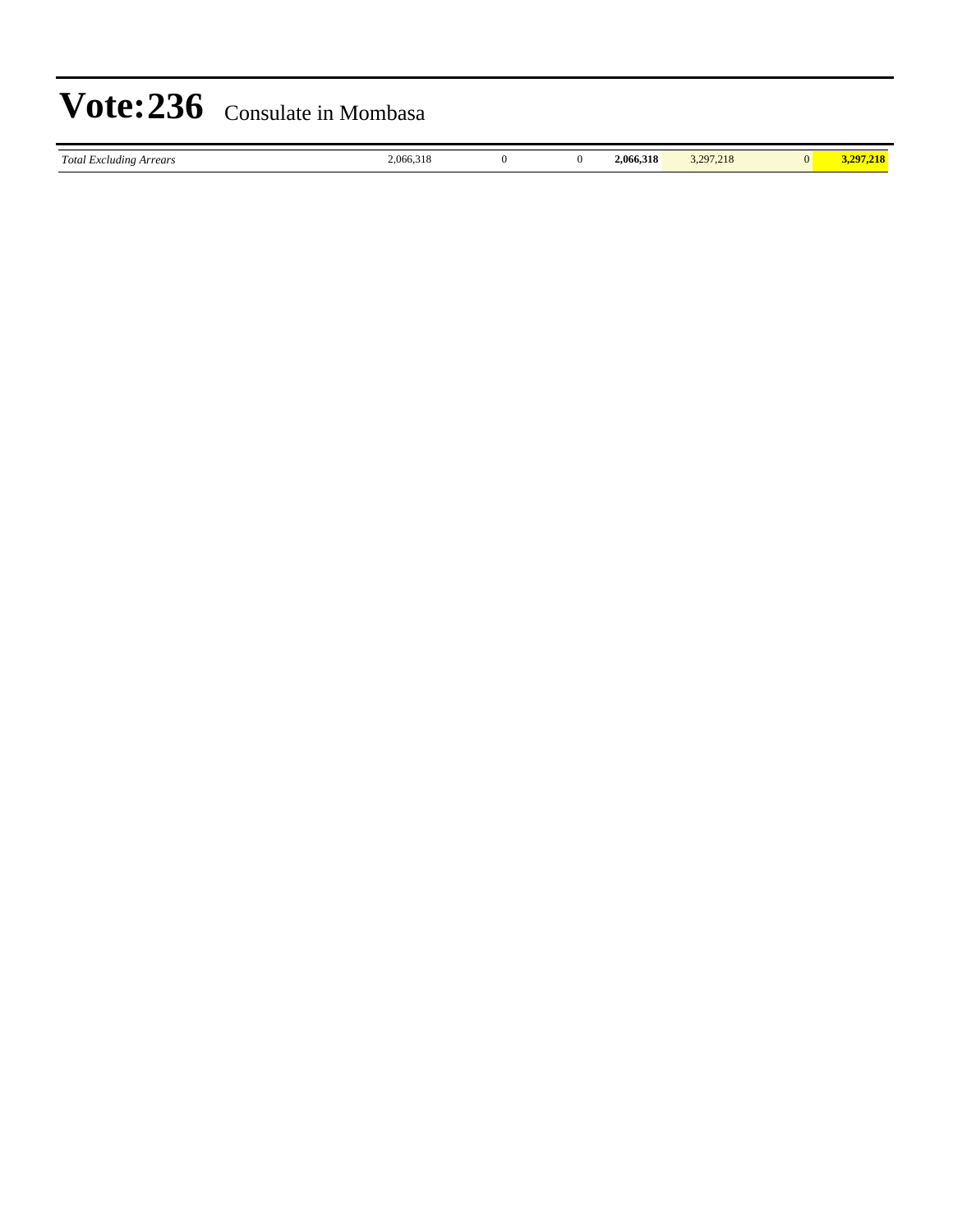# Vote:236 Consulate in Mombasa

| | | | | | | | |
|---|---|---|---|---|---|---|---|
| *Total Excluding Arrears* | 2,066,318 | 0 | 0 | **2,066,318** | 3,297,218 | 0 | **3,297,218** |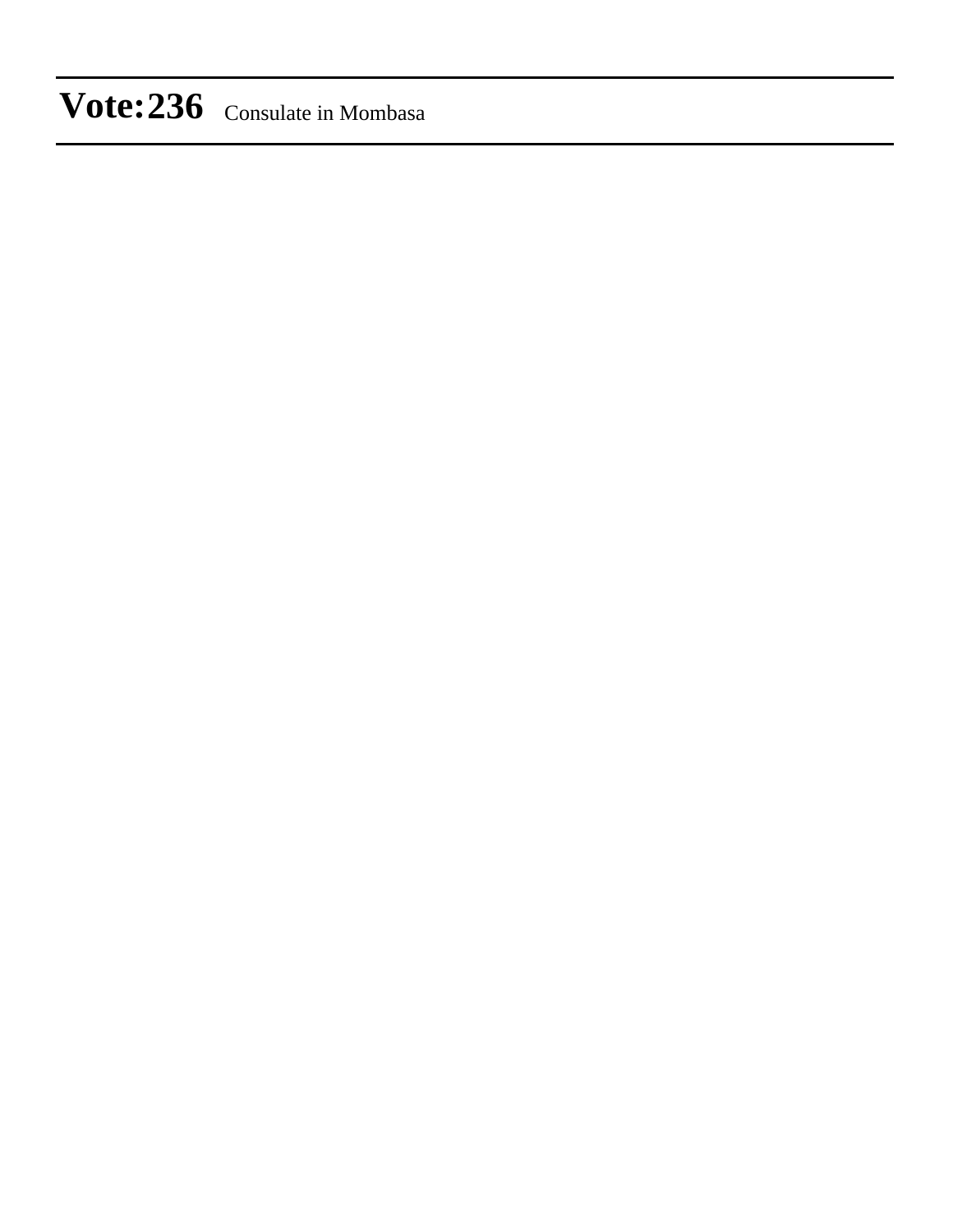# Vote:236 Consulate in Mombasa